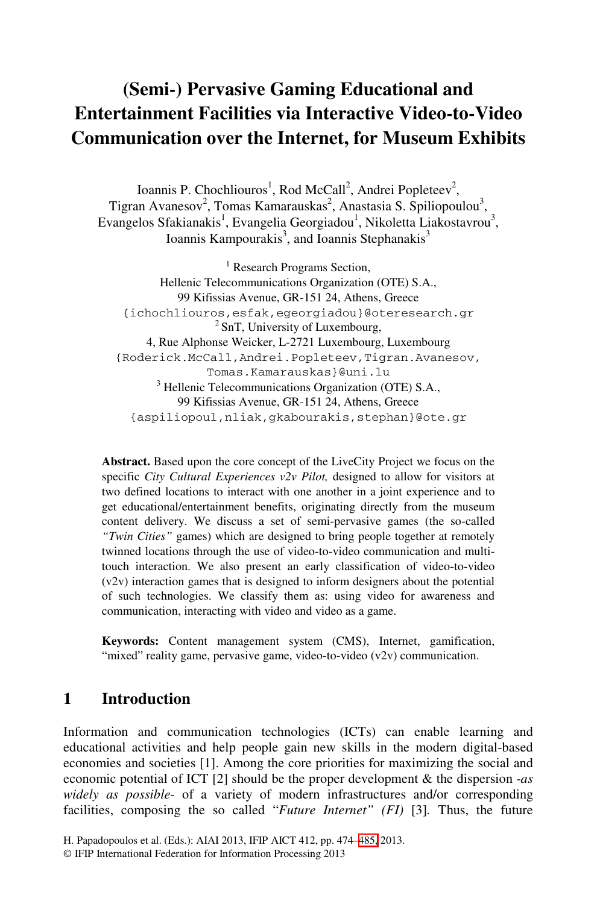# (Semi-) Pervasive Gaming Educational and Entertainment Facilities via Interactive Video-to-Video Communication over the Internet, for Museum Exhibits

Ioannis P. Chochliouros[1], Rod McCall[2], Andrei Popleteev[2], Tigran Avanesov[2], Tomas Kamarauskas[2], Anastasia S. Spiliopoulou[3], Evangelos Sfakianakis[1], Evangelia Georgiadou[1], Nikoletta Liakostavrou[3], Ioannis Kampourakis[3], and Ioannis Stephanakis[3]

[1] Research Programs Section, Hellenic Telecommunications Organization (OTE) S.A., 99 Kifissias Avenue, GR-151 24, Athens, Greece
{ichochliouros,esfak,egeorgiadou}@oteresearch.gr

[2] SnT, University of Luxembourg, 4, Rue Alphonse Weicker, L-2721 Luxembourg, Luxembourg
{Roderick.McCall,Andrei.Popleteev,Tigran.Avanesov, Tomas.Kamarauskas}@uni.lu

[3] Hellenic Telecommunications Organization (OTE) S.A., 99 Kifissias Avenue, GR-151 24, Athens, Greece
{aspiliopoul,nliak,gkabourakis,stephan}@ote.gr

**Abstract.** Based upon the core concept of the LiveCity Project we focus on the specific *City Cultural Experiences v2v Pilot,* designed to allow for visitors at two defined locations to interact with one another in a joint experience and to get educational/entertainment benefits, originating directly from the museum content delivery. We discuss a set of semi-pervasive games (the so-called *"Twin Cities"* games) which are designed to bring people together at remotely twinned locations through the use of video-to-video communication and multi-touch interaction. We also present an early classification of video-to-video (v2v) interaction games that is designed to inform designers about the potential of such technologies. We classify them as: using video for awareness and communication, interacting with video and video as a game.

**Keywords:** Content management system (CMS), Internet, gamification, "mixed" reality game, pervasive game, video-to-video (v2v) communication.

## 1 Introduction

Information and communication technologies (ICTs) can enable learning and educational activities and help people gain new skills in the modern digital-based economies and societies [1]. Among the core priorities for maximizing the social and economic potential of ICT [2] should be the proper development & the dispersion *-as widely as possible-* of a variety of modern infrastructures and/or corresponding facilities, composing the so called "*Future Internet" (FI)* [3]. Thus, the future

H. Papadopoulos et al. (Eds.): AIAI 2013, IFIP AICT 412, pp. 474–485, 2013.
© IFIP International Federation for Information Processing 2013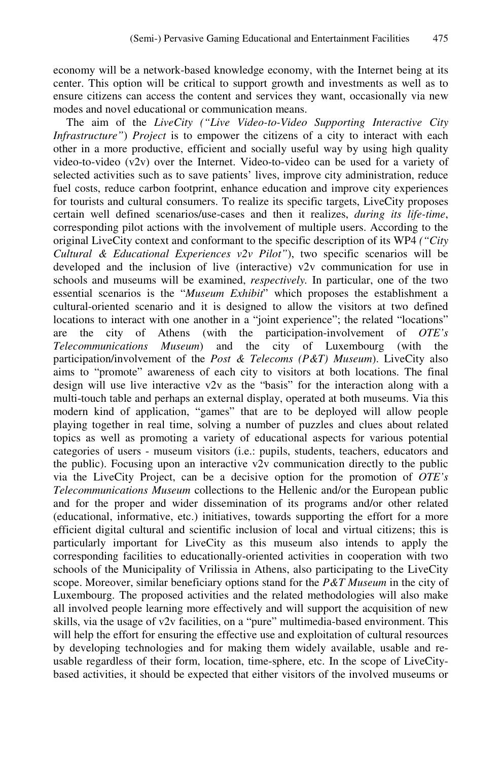economy will be a network-based knowledge economy, with the Internet being at its center. This option will be critical to support growth and investments as well as to ensure citizens can access the content and services they want, occasionally via new modes and novel educational or communication means.

The aim of the *LiveCity ("Live Video-to-Video Supporting Interactive City Infrastructure") Project* is to empower the citizens of a city to interact with each other in a more productive, efficient and socially useful way by using high quality video-to-video (v2v) over the Internet. Video-to-video can be used for a variety of selected activities such as to save patients' lives, improve city administration, reduce fuel costs, reduce carbon footprint, enhance education and improve city experiences for tourists and cultural consumers. To realize its specific targets, LiveCity proposes certain well defined scenarios/use-cases and then it realizes, *during its life-time*, corresponding pilot actions with the involvement of multiple users. According to the original LiveCity context and conformant to the specific description of its WP4 *("City Cultural & Educational Experiences v2v Pilot")*, two specific scenarios will be developed and the inclusion of live (interactive) v2v communication for use in schools and museums will be examined, *respectively.* In particular, one of the two essential scenarios is the "*Museum Exhibit*" which proposes the establishment a cultural-oriented scenario and it is designed to allow the visitors at two defined locations to interact with one another in a "joint experience"; the related "locations" are the city of Athens (with the participation-involvement of *OTE's Telecommunications Museum*) and the city of Luxembourg (with the participation/involvement of the *Post & Telecoms (P&T) Museum*). LiveCity also aims to "promote" awareness of each city to visitors at both locations. The final design will use live interactive v2v as the "basis" for the interaction along with a multi-touch table and perhaps an external display, operated at both museums. Via this modern kind of application, "games" that are to be deployed will allow people playing together in real time, solving a number of puzzles and clues about related topics as well as promoting a variety of educational aspects for various potential categories of users - museum visitors (i.e.: pupils, students, teachers, educators and the public). Focusing upon an interactive v2v communication directly to the public via the LiveCity Project, can be a decisive option for the promotion of *OTE's Telecommunications Museum* collections to the Hellenic and/or the European public and for the proper and wider dissemination of its programs and/or other related (educational, informative, etc.) initiatives, towards supporting the effort for a more efficient digital cultural and scientific inclusion of local and virtual citizens; this is particularly important for LiveCity as this museum also intends to apply the corresponding facilities to educationally-oriented activities in cooperation with two schools of the Municipality of Vrilissia in Athens, also participating to the LiveCity scope. Moreover, similar beneficiary options stand for the *P&T Museum* in the city of Luxembourg. The proposed activities and the related methodologies will also make all involved people learning more effectively and will support the acquisition of new skills, via the usage of v2v facilities, on a "pure" multimedia-based environment. This will help the effort for ensuring the effective use and exploitation of cultural resources by developing technologies and for making them widely available, usable and re-usable regardless of their form, location, time-sphere, etc. In the scope of LiveCity-based activities, it should be expected that either visitors of the involved museums or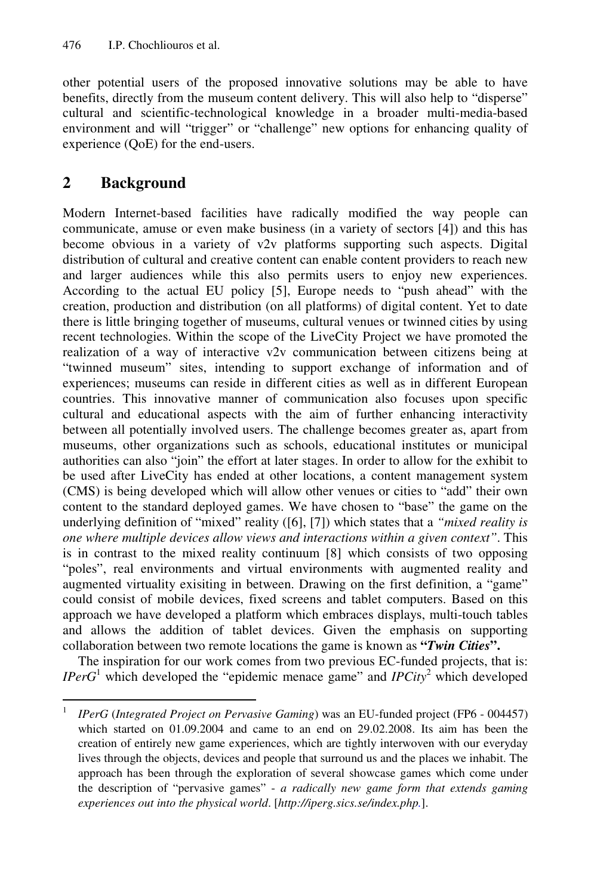other potential users of the proposed innovative solutions may be able to have benefits, directly from the museum content delivery. This will also help to "disperse" cultural and scientific-technological knowledge in a broader multi-media-based environment and will "trigger" or "challenge" new options for enhancing quality of experience (QoE) for the end-users.

## 2 Background

Modern Internet-based facilities have radically modified the way people can communicate, amuse or even make business (in a variety of sectors [4]) and this has become obvious in a variety of v2v platforms supporting such aspects. Digital distribution of cultural and creative content can enable content providers to reach new and larger audiences while this also permits users to enjoy new experiences. According to the actual EU policy [5], Europe needs to "push ahead" with the creation, production and distribution (on all platforms) of digital content. Yet to date there is little bringing together of museums, cultural venues or twinned cities by using recent technologies. Within the scope of the LiveCity Project we have promoted the realization of a way of interactive v2v communication between citizens being at "twinned museum" sites, intending to support exchange of information and of experiences; museums can reside in different cities as well as in different European countries. This innovative manner of communication also focuses upon specific cultural and educational aspects with the aim of further enhancing interactivity between all potentially involved users. The challenge becomes greater as, apart from museums, other organizations such as schools, educational institutes or municipal authorities can also "join" the effort at later stages. In order to allow for the exhibit to be used after LiveCity has ended at other locations, a content management system (CMS) is being developed which will allow other venues or cities to "add" their own content to the standard deployed games. We have chosen to "base" the game on the underlying definition of "mixed" reality ([6], [7]) which states that a *"mixed reality is one where multiple devices allow views and interactions within a given context"*. This is in contrast to the mixed reality continuum [8] which consists of two opposing "poles", real environments and virtual environments with augmented reality and augmented virtuality exisiting in between. Drawing on the first definition, a "game" could consist of mobile devices, fixed screens and tablet computers. Based on this approach we have developed a platform which embraces displays, multi-touch tables and allows the addition of tablet devices. Given the emphasis on supporting collaboration between two remote locations the game is known as **"*Twin Cities*".**

The inspiration for our work comes from two previous EC-funded projects, that is: *IPerG*[1] which developed the "epidemic menace game" and *IPCity*[2] which developed

---

[1] *IPerG* (*Integrated Project on Pervasive Gaming*) was an EU-funded project (FP6 - 004457) which started on 01.09.2004 and came to an end on 29.02.2008. Its aim has been the creation of entirely new game experiences, which are tightly interwoven with our everyday lives through the objects, devices and people that surround us and the places we inhabit. The approach has been through the exploration of several showcase games which come under the description of "pervasive games" - *a radically new game form that extends gaming experiences out into the physical world*. [*http://iperg.sics.se/index.php.*].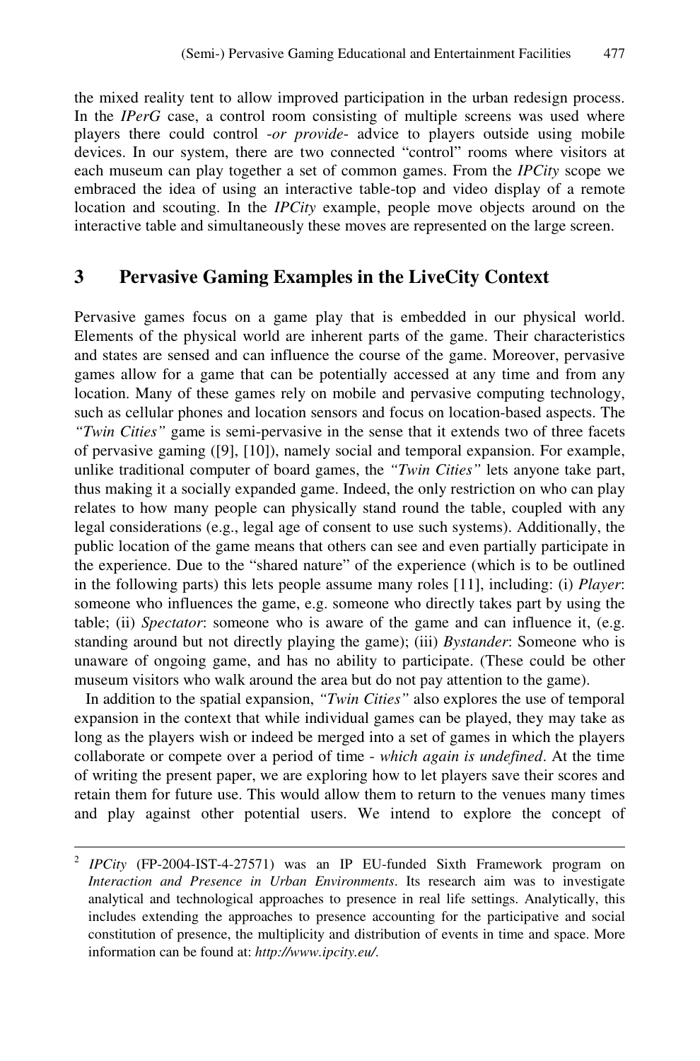the mixed reality tent to allow improved participation in the urban redesign process. In the *IPerG* case, a control room consisting of multiple screens was used where players there could control *-or provide-* advice to players outside using mobile devices. In our system, there are two connected "control" rooms where visitors at each museum can play together a set of common games. From the *IPCity* scope we embraced the idea of using an interactive table-top and video display of a remote location and scouting. In the *IPCity* example, people move objects around on the interactive table and simultaneously these moves are represented on the large screen.

## 3 Pervasive Gaming Examples in the LiveCity Context

Pervasive games focus on a game play that is embedded in our physical world. Elements of the physical world are inherent parts of the game. Their characteristics and states are sensed and can influence the course of the game. Moreover, pervasive games allow for a game that can be potentially accessed at any time and from any location. Many of these games rely on mobile and pervasive computing technology, such as cellular phones and location sensors and focus on location-based aspects. The *"Twin Cities"* game is semi-pervasive in the sense that it extends two of three facets of pervasive gaming ([9], [10]), namely social and temporal expansion. For example, unlike traditional computer of board games, the *"Twin Cities"* lets anyone take part, thus making it a socially expanded game. Indeed, the only restriction on who can play relates to how many people can physically stand round the table, coupled with any legal considerations (e.g., legal age of consent to use such systems). Additionally, the public location of the game means that others can see and even partially participate in the experience. Due to the "shared nature" of the experience (which is to be outlined in the following parts) this lets people assume many roles [11], including: (i) *Player*: someone who influences the game, e.g. someone who directly takes part by using the table; (ii) *Spectator*: someone who is aware of the game and can influence it, (e.g. standing around but not directly playing the game); (iii) *Bystander*: Someone who is unaware of ongoing game, and has no ability to participate. (These could be other museum visitors who walk around the area but do not pay attention to the game).

In addition to the spatial expansion, *"Twin Cities"* also explores the use of temporal expansion in the context that while individual games can be played, they may take as long as the players wish or indeed be merged into a set of games in which the players collaborate or compete over a period of time - *which again is undefined*. At the time of writing the present paper, we are exploring how to let players save their scores and retain them for future use. This would allow them to return to the venues many times and play against other potential users. We intend to explore the concept of

---

[2] *IPCity* (FP-2004-IST-4-27571) was an IP EU-funded Sixth Framework program on *Interaction and Presence in Urban Environments*. Its research aim was to investigate analytical and technological approaches to presence in real life settings. Analytically, this includes extending the approaches to presence accounting for the participative and social constitution of presence, the multiplicity and distribution of events in time and space. More information can be found at: *http://www.ipcity.eu/*.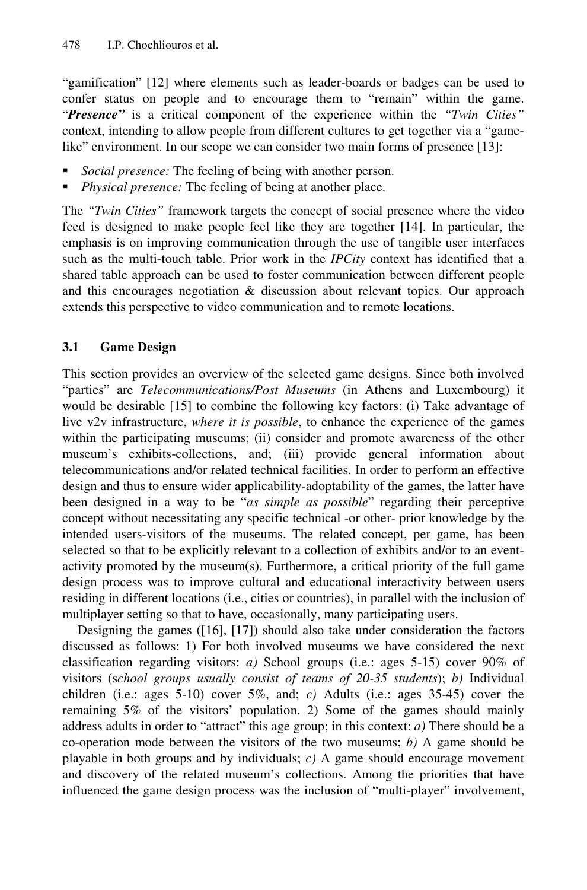"gamification" [12] where elements such as leader-boards or badges can be used to confer status on people and to encourage them to "remain" within the game. "***Presence***" is a critical component of the experience within the *"Twin Cities"* context, intending to allow people from different cultures to get together via a "game-like" environment. In our scope we can consider two main forms of presence [13]:

- *Social presence:* The feeling of being with another person.
- *Physical presence:* The feeling of being at another place.

The *"Twin Cities"* framework targets the concept of social presence where the video feed is designed to make people feel like they are together [14]. In particular, the emphasis is on improving communication through the use of tangible user interfaces such as the multi-touch table. Prior work in the *IPCity* context has identified that a shared table approach can be used to foster communication between different people and this encourages negotiation & discussion about relevant topics. Our approach extends this perspective to video communication and to remote locations.

### 3.1 Game Design

This section provides an overview of the selected game designs. Since both involved "parties" are *Telecommunications/Post Museums* (in Athens and Luxembourg) it would be desirable [15] to combine the following key factors: (i) Take advantage of live v2v infrastructure, *where it is possible*, to enhance the experience of the games within the participating museums; (ii) consider and promote awareness of the other museum's exhibits-collections, and; (iii) provide general information about telecommunications and/or related technical facilities. In order to perform an effective design and thus to ensure wider applicability-adoptability of the games, the latter have been designed in a way to be "*as simple as possible*" regarding their perceptive concept without necessitating any specific technical -or other- prior knowledge by the intended users-visitors of the museums. The related concept, per game, has been selected so that to be explicitly relevant to a collection of exhibits and/or to an event-activity promoted by the museum(s). Furthermore, a critical priority of the full game design process was to improve cultural and educational interactivity between users residing in different locations (i.e., cities or countries), in parallel with the inclusion of multiplayer setting so that to have, occasionally, many participating users.

Designing the games ([16], [17]) should also take under consideration the factors discussed as follows: 1) For both involved museums we have considered the next classification regarding visitors: *a)* School groups (i.e.: ages 5-15) cover 90% of visitors (s*chool groups usually consist of teams of 20-35 students*); *b)* Individual children (i.e.: ages 5-10) cover 5%, and; *c)* Adults (i.e.: ages 35-45) cover the remaining 5% of the visitors' population. 2) Some of the games should mainly address adults in order to "attract" this age group; in this context: *a)* There should be a co-operation mode between the visitors of the two museums; *b)* A game should be playable in both groups and by individuals; *c)* A game should encourage movement and discovery of the related museum's collections. Among the priorities that have influenced the game design process was the inclusion of "multi-player" involvement,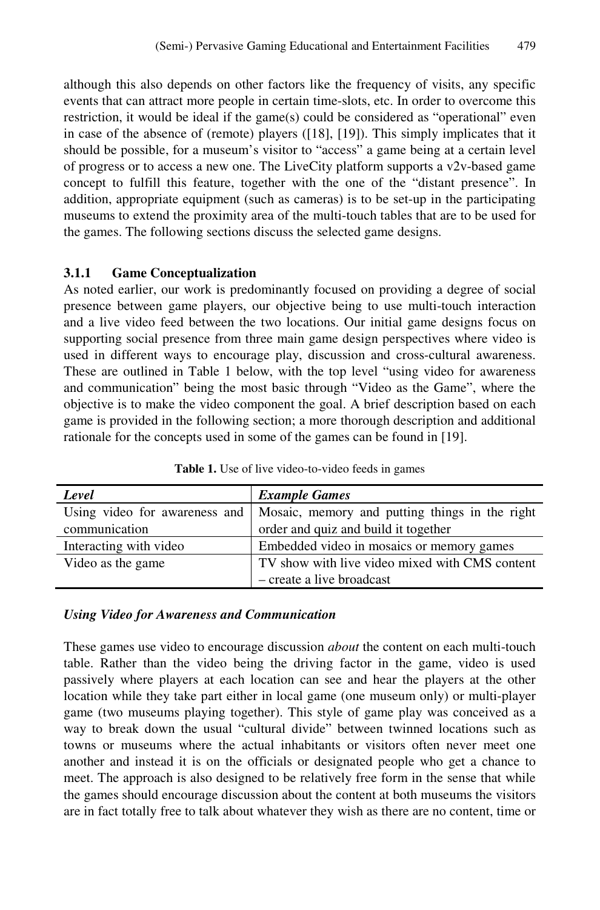although this also depends on other factors like the frequency of visits, any specific events that can attract more people in certain time-slots, etc. In order to overcome this restriction, it would be ideal if the game(s) could be considered as "operational" even in case of the absence of (remote) players ([18], [19]). This simply implicates that it should be possible, for a museum's visitor to "access" a game being at a certain level of progress or to access a new one. The LiveCity platform supports a v2v-based game concept to fulfill this feature, together with the one of the "distant presence". In addition, appropriate equipment (such as cameras) is to be set-up in the participating museums to extend the proximity area of the multi-touch tables that are to be used for the games. The following sections discuss the selected game designs.

### 3.1.1 Game Conceptualization

As noted earlier, our work is predominantly focused on providing a degree of social presence between game players, our objective being to use multi-touch interaction and a live video feed between the two locations. Our initial game designs focus on supporting social presence from three main game design perspectives where video is used in different ways to encourage play, discussion and cross-cultural awareness. These are outlined in Table 1 below, with the top level "using video for awareness and communication" being the most basic through "Video as the Game", where the objective is to make the video component the goal. A brief description based on each game is provided in the following section; a more thorough description and additional rationale for the concepts used in some of the games can be found in [19].

**Table 1.** Use of live video-to-video feeds in games

| *Level* | *Example Games* |
| --- | --- |
| Using video for awareness and communication | Mosaic, memory and putting things in the right order and quiz and build it together |
| Interacting with video | Embedded video in mosaics or memory games |
| Video as the game | TV show with live video mixed with CMS content – create a live broadcast |

***Using Video for Awareness and Communication***

These games use video to encourage discussion *about* the content on each multi-touch table. Rather than the video being the driving factor in the game, video is used passively where players at each location can see and hear the players at the other location while they take part either in local game (one museum only) or multi-player game (two museums playing together). This style of game play was conceived as a way to break down the usual "cultural divide" between twinned locations such as towns or museums where the actual inhabitants or visitors often never meet one another and instead it is on the officials or designated people who get a chance to meet. The approach is also designed to be relatively free form in the sense that while the games should encourage discussion about the content at both museums the visitors are in fact totally free to talk about whatever they wish as there are no content, time or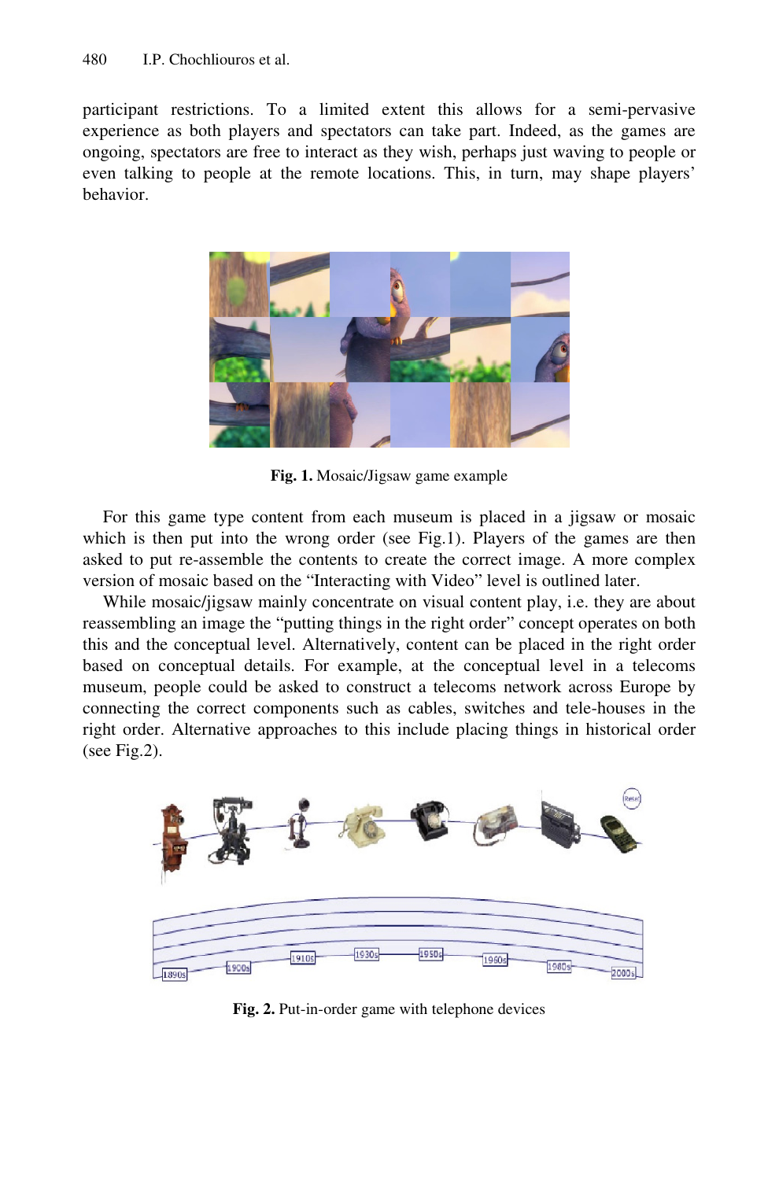participant restrictions. To a limited extent this allows for a semi-pervasive experience as both players and spectators can take part. Indeed, as the games are ongoing, spectators are free to interact as they wish, perhaps just waving to people or even talking to people at the remote locations. This, in turn, may shape players' behavior.

**Fig. 1.** Mosaic/Jigsaw game example

For this game type content from each museum is placed in a jigsaw or mosaic which is then put into the wrong order (see Fig.1). Players of the games are then asked to put re-assemble the contents to create the correct image. A more complex version of mosaic based on the "Interacting with Video" level is outlined later.

While mosaic/jigsaw mainly concentrate on visual content play, i.e. they are about reassembling an image the "putting things in the right order" concept operates on both this and the conceptual level. Alternatively, content can be placed in the right order based on conceptual details. For example, at the conceptual level in a telecoms museum, people could be asked to construct a telecoms network across Europe by connecting the correct components such as cables, switches and tele-houses in the right order. Alternative approaches to this include placing things in historical order (see Fig.2).

**Fig. 2.** Put-in-order game with telephone devices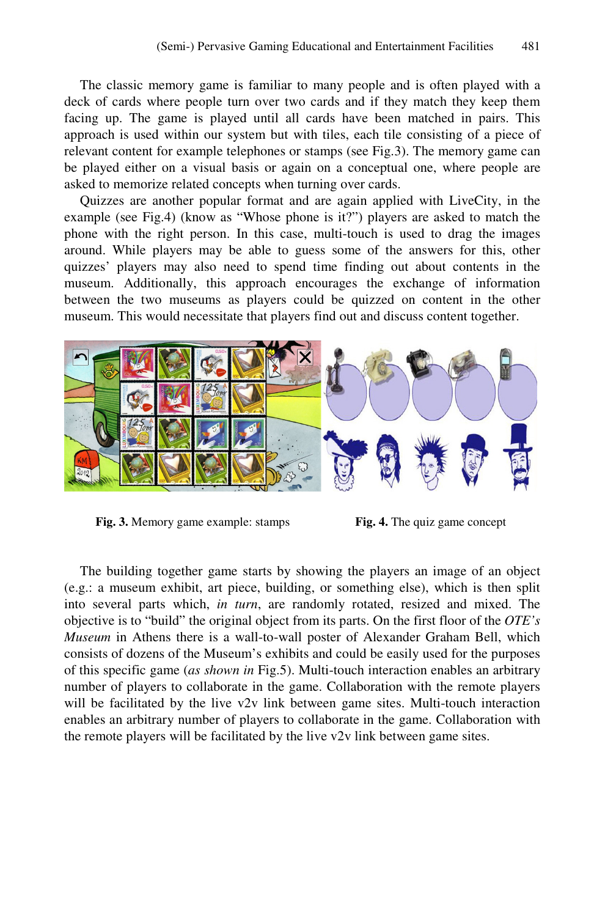The classic memory game is familiar to many people and is often played with a deck of cards where people turn over two cards and if they match they keep them facing up. The game is played until all cards have been matched in pairs. This approach is used within our system but with tiles, each tile consisting of a piece of relevant content for example telephones or stamps (see Fig.3). The memory game can be played either on a visual basis or again on a conceptual one, where people are asked to memorize related concepts when turning over cards.

Quizzes are another popular format and are again applied with LiveCity, in the example (see Fig.4) (know as "Whose phone is it?") players are asked to match the phone with the right person. In this case, multi-touch is used to drag the images around. While players may be able to guess some of the answers for this, other quizzes' players may also need to spend time finding out about contents in the museum. Additionally, this approach encourages the exchange of information between the two museums as players could be quizzed on content in the other museum. This would necessitate that players find out and discuss content together.

**Fig. 3.** Memory game example: stamps

**Fig. 4.** The quiz game concept

The building together game starts by showing the players an image of an object (e.g.: a museum exhibit, art piece, building, or something else), which is then split into several parts which, *in turn*, are randomly rotated, resized and mixed. The objective is to "build" the original object from its parts. On the first floor of the *OTE's Museum* in Athens there is a wall-to-wall poster of Alexander Graham Bell, which consists of dozens of the Museum's exhibits and could be easily used for the purposes of this specific game (*as shown in* Fig.5). Multi-touch interaction enables an arbitrary number of players to collaborate in the game. Collaboration with the remote players will be facilitated by the live v2v link between game sites. Multi-touch interaction enables an arbitrary number of players to collaborate in the game. Collaboration with the remote players will be facilitated by the live v2v link between game sites.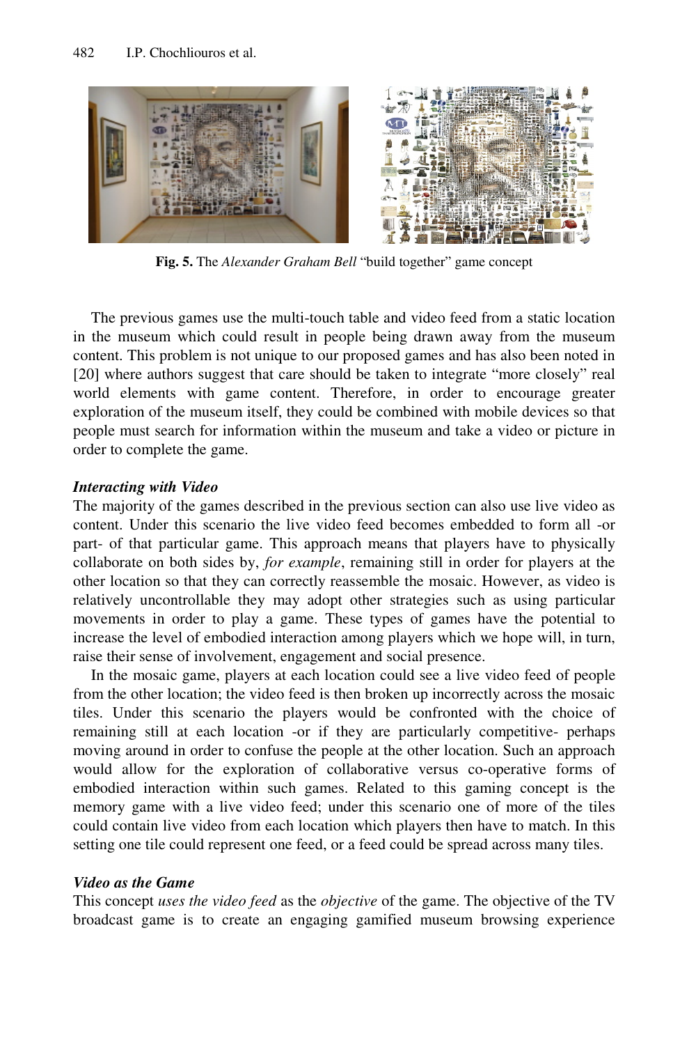**Fig. 5.** The *Alexander Graham Bell* "build together" game concept

The previous games use the multi-touch table and video feed from a static location in the museum which could result in people being drawn away from the museum content. This problem is not unique to our proposed games and has also been noted in [20] where authors suggest that care should be taken to integrate "more closely" real world elements with game content. Therefore, in order to encourage greater exploration of the museum itself, they could be combined with mobile devices so that people must search for information within the museum and take a video or picture in order to complete the game.

***Interacting with Video***

The majority of the games described in the previous section can also use live video as content. Under this scenario the live video feed becomes embedded to form all -or part- of that particular game. This approach means that players have to physically collaborate on both sides by, *for example*, remaining still in order for players at the other location so that they can correctly reassemble the mosaic. However, as video is relatively uncontrollable they may adopt other strategies such as using particular movements in order to play a game. These types of games have the potential to increase the level of embodied interaction among players which we hope will, in turn, raise their sense of involvement, engagement and social presence.

In the mosaic game, players at each location could see a live video feed of people from the other location; the video feed is then broken up incorrectly across the mosaic tiles. Under this scenario the players would be confronted with the choice of remaining still at each location -or if they are particularly competitive- perhaps moving around in order to confuse the people at the other location. Such an approach would allow for the exploration of collaborative versus co-operative forms of embodied interaction within such games. Related to this gaming concept is the memory game with a live video feed; under this scenario one of more of the tiles could contain live video from each location which players then have to match. In this setting one tile could represent one feed, or a feed could be spread across many tiles.

***Video as the Game***

This concept *uses the video feed* as the *objective* of the game. The objective of the TV broadcast game is to create an engaging gamified museum browsing experience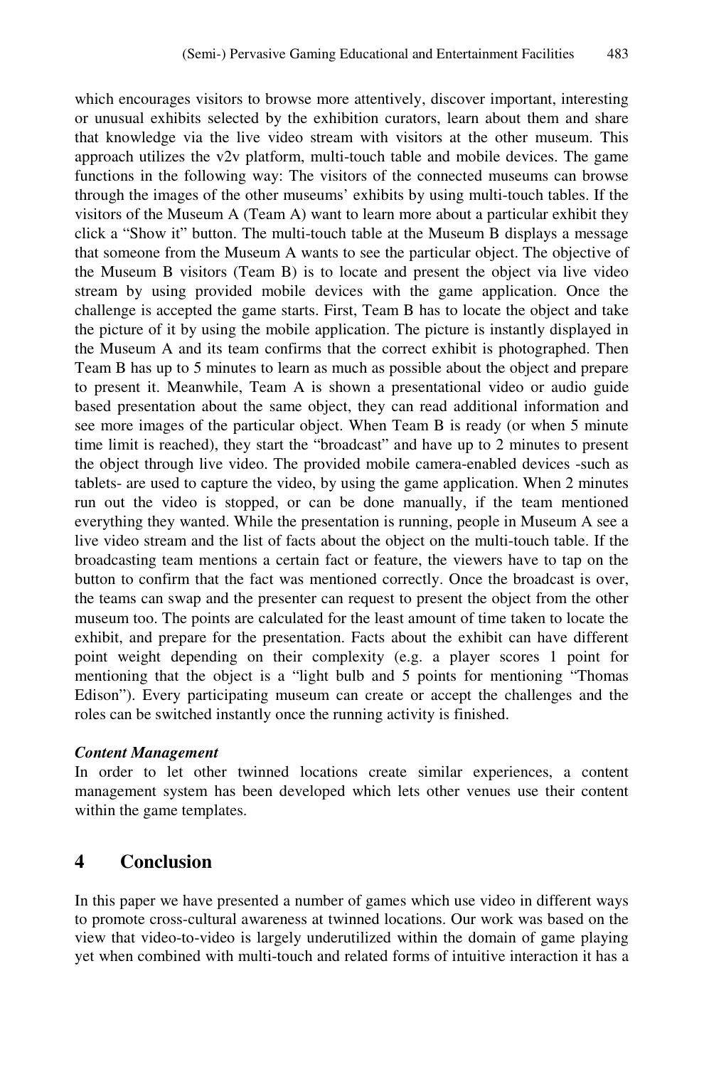which encourages visitors to browse more attentively, discover important, interesting or unusual exhibits selected by the exhibition curators, learn about them and share that knowledge via the live video stream with visitors at the other museum. This approach utilizes the v2v platform, multi-touch table and mobile devices. The game functions in the following way: The visitors of the connected museums can browse through the images of the other museums' exhibits by using multi-touch tables. If the visitors of the Museum A (Team A) want to learn more about a particular exhibit they click a "Show it" button. The multi-touch table at the Museum B displays a message that someone from the Museum A wants to see the particular object. The objective of the Museum B visitors (Team B) is to locate and present the object via live video stream by using provided mobile devices with the game application. Once the challenge is accepted the game starts. First, Team B has to locate the object and take the picture of it by using the mobile application. The picture is instantly displayed in the Museum A and its team confirms that the correct exhibit is photographed. Then Team B has up to 5 minutes to learn as much as possible about the object and prepare to present it. Meanwhile, Team A is shown a presentational video or audio guide based presentation about the same object, they can read additional information and see more images of the particular object. When Team B is ready (or when 5 minute time limit is reached), they start the "broadcast" and have up to 2 minutes to present the object through live video. The provided mobile camera-enabled devices -such as tablets- are used to capture the video, by using the game application. When 2 minutes run out the video is stopped, or can be done manually, if the team mentioned everything they wanted. While the presentation is running, people in Museum A see a live video stream and the list of facts about the object on the multi-touch table. If the broadcasting team mentions a certain fact or feature, the viewers have to tap on the button to confirm that the fact was mentioned correctly. Once the broadcast is over, the teams can swap and the presenter can request to present the object from the other museum too. The points are calculated for the least amount of time taken to locate the exhibit, and prepare for the presentation. Facts about the exhibit can have different point weight depending on their complexity (e.g. a player scores 1 point for mentioning that the object is a "light bulb and 5 points for mentioning "Thomas Edison"). Every participating museum can create or accept the challenges and the roles can be switched instantly once the running activity is finished.

***Content Management***

In order to let other twinned locations create similar experiences, a content management system has been developed which lets other venues use their content within the game templates.

## 4 Conclusion

In this paper we have presented a number of games which use video in different ways to promote cross-cultural awareness at twinned locations. Our work was based on the view that video-to-video is largely underutilized within the domain of game playing yet when combined with multi-touch and related forms of intuitive interaction it has a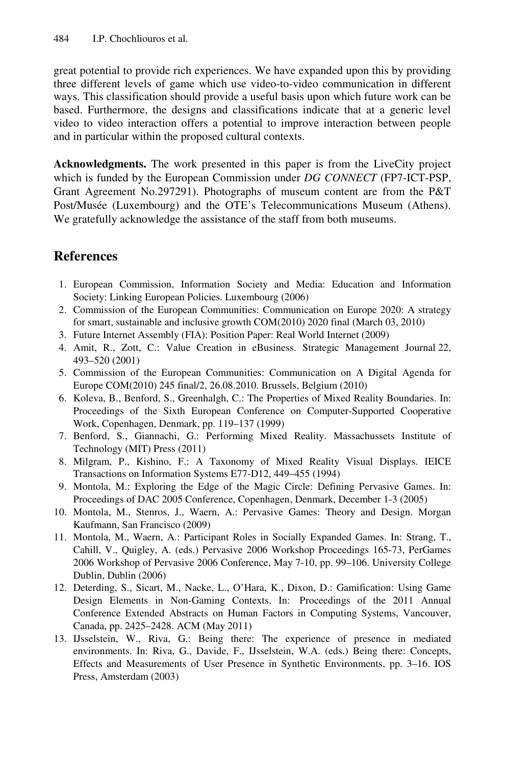great potential to provide rich experiences. We have expanded upon this by providing three different levels of game which use video-to-video communication in different ways. This classification should provide a useful basis upon which future work can be based. Furthermore, the designs and classifications indicate that at a generic level video to video interaction offers a potential to improve interaction between people and in particular within the proposed cultural contexts.

**Acknowledgments.** The work presented in this paper is from the LiveCity project which is funded by the European Commission under *DG CONNECT* (FP7-ICT-PSP, Grant Agreement No.297291). Photographs of museum content are from the P&T Post/Musée (Luxembourg) and the OTE's Telecommunications Museum (Athens). We gratefully acknowledge the assistance of the staff from both museums.

## References

1. European Commission, Information Society and Media: Education and Information Society: Linking European Policies. Luxembourg (2006)
2. Commission of the European Communities: Communication on Europe 2020: A strategy for smart, sustainable and inclusive growth COM(2010) 2020 final (March 03, 2010)
3. Future Internet Assembly (FIA): Position Paper: Real World Internet (2009)
4. Amit, R., Zott, C.: Value Creation in eBusiness. Strategic Management Journal 22, 493–520 (2001)
5. Commission of the European Communities: Communication on A Digital Agenda for Europe COM(2010) 245 final/2, 26.08.2010. Brussels, Belgium (2010)
6. Koleva, B., Benford, S., Greenhalgh, C.: The Properties of Mixed Reality Boundaries. In: Proceedings of the Sixth European Conference on Computer-Supported Cooperative Work, Copenhagen, Denmark, pp. 119–137 (1999)
7. Benford, S., Giannachi, G.: Performing Mixed Reality. Massachussets Institute of Technology (MIT) Press (2011)
8. Milgram, P., Kishino, F.: A Taxonomy of Mixed Reality Visual Displays. IEICE Transactions on Information Systems E77-D12, 449–455 (1994)
9. Montola, M.: Exploring the Edge of the Magic Circle: Defining Pervasive Games. In: Proceedings of DAC 2005 Conference, Copenhagen, Denmark, December 1-3 (2005)
10. Montola, M., Stenros, J., Waern, A.: Pervasive Games: Theory and Design. Morgan Kaufmann, San Francisco (2009)
11. Montola, M., Waern, A.: Participant Roles in Socially Expanded Games. In: Strang, T., Cahill, V., Quigley, A. (eds.) Pervasive 2006 Workshop Proceedings 165-73, PerGames 2006 Workshop of Pervasive 2006 Conference, May 7-10, pp. 99–106. University College Dublin, Dublin (2006)
12. Deterding, S., Sicart, M., Nacke, L., O'Hara, K., Dixon, D.: Gamification: Using Game Design Elements in Non-Gaming Contexts. In: Proceedings of the 2011 Annual Conference Extended Abstracts on Human Factors in Computing Systems, Vancouver, Canada, pp. 2425–2428. ACM (May 2011)
13. IJsselstein, W., Riva, G.: Being there: The experience of presence in mediated environments. In: Riva, G., Davide, F., IJsselstein, W.A. (eds.) Being there: Concepts, Effects and Measurements of User Presence in Synthetic Environments, pp. 3–16. IOS Press, Amsterdam (2003)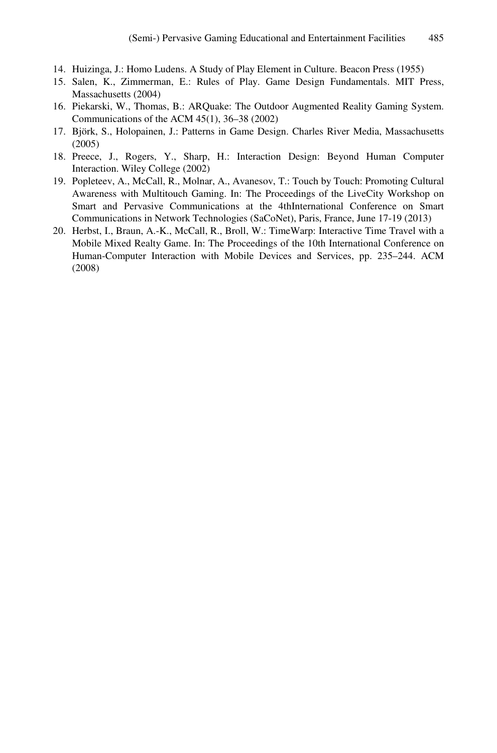14. Huizinga, J.: Homo Ludens. A Study of Play Element in Culture. Beacon Press (1955)
15. Salen, K., Zimmerman, E.: Rules of Play. Game Design Fundamentals. MIT Press, Massachusetts (2004)
16. Piekarski, W., Thomas, B.: ARQuake: The Outdoor Augmented Reality Gaming System. Communications of the ACM 45(1), 36–38 (2002)
17. Björk, S., Holopainen, J.: Patterns in Game Design. Charles River Media, Massachusetts (2005)
18. Preece, J., Rogers, Y., Sharp, H.: Interaction Design: Beyond Human Computer Interaction. Wiley College (2002)
19. Popleteev, A., McCall, R., Molnar, A., Avanesov, T.: Touch by Touch: Promoting Cultural Awareness with Multitouch Gaming. In: The Proceedings of the LiveCity Workshop on Smart and Pervasive Communications at the 4thInternational Conference on Smart Communications in Network Technologies (SaCoNet), Paris, France, June 17-19 (2013)
20. Herbst, I., Braun, A.-K., McCall, R., Broll, W.: TimeWarp: Interactive Time Travel with a Mobile Mixed Realty Game. In: The Proceedings of the 10th International Conference on Human-Computer Interaction with Mobile Devices and Services, pp. 235–244. ACM (2008)